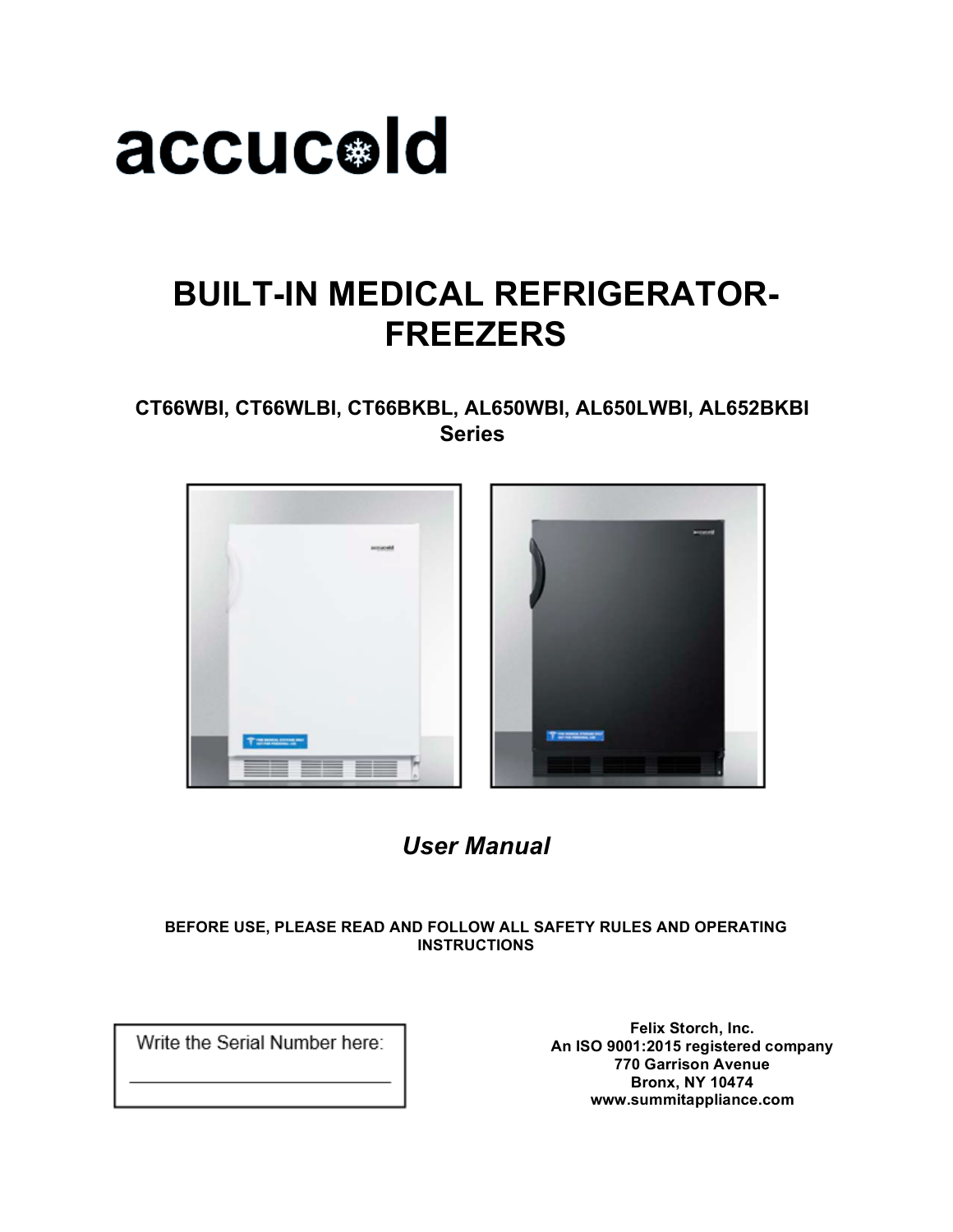accucold

# BUILT-IN MEDICAL REFRIGERATOR-FREEZERS

**CT66WBI, CT66WLBI, CT66BKBL, AL650WBI, AL650LWBI, AL652BKBI Series**

***User Manual***

**BEFORE USE, PLEASE READ AND FOLLOW ALL SAFETY RULES AND OPERATING INSTRUCTIONS**

Write the Serial Number here:

\_\_\_\_\_\_\_\_\_\_\_\_\_\_\_\_\_\_\_\_\_\_\_\_\_\_\_\_

**Felix Storch, Inc.**
**An ISO 9001:2015 registered company**
**770 Garrison Avenue**
**Bronx, NY 10474**
**www.summitappliance.com**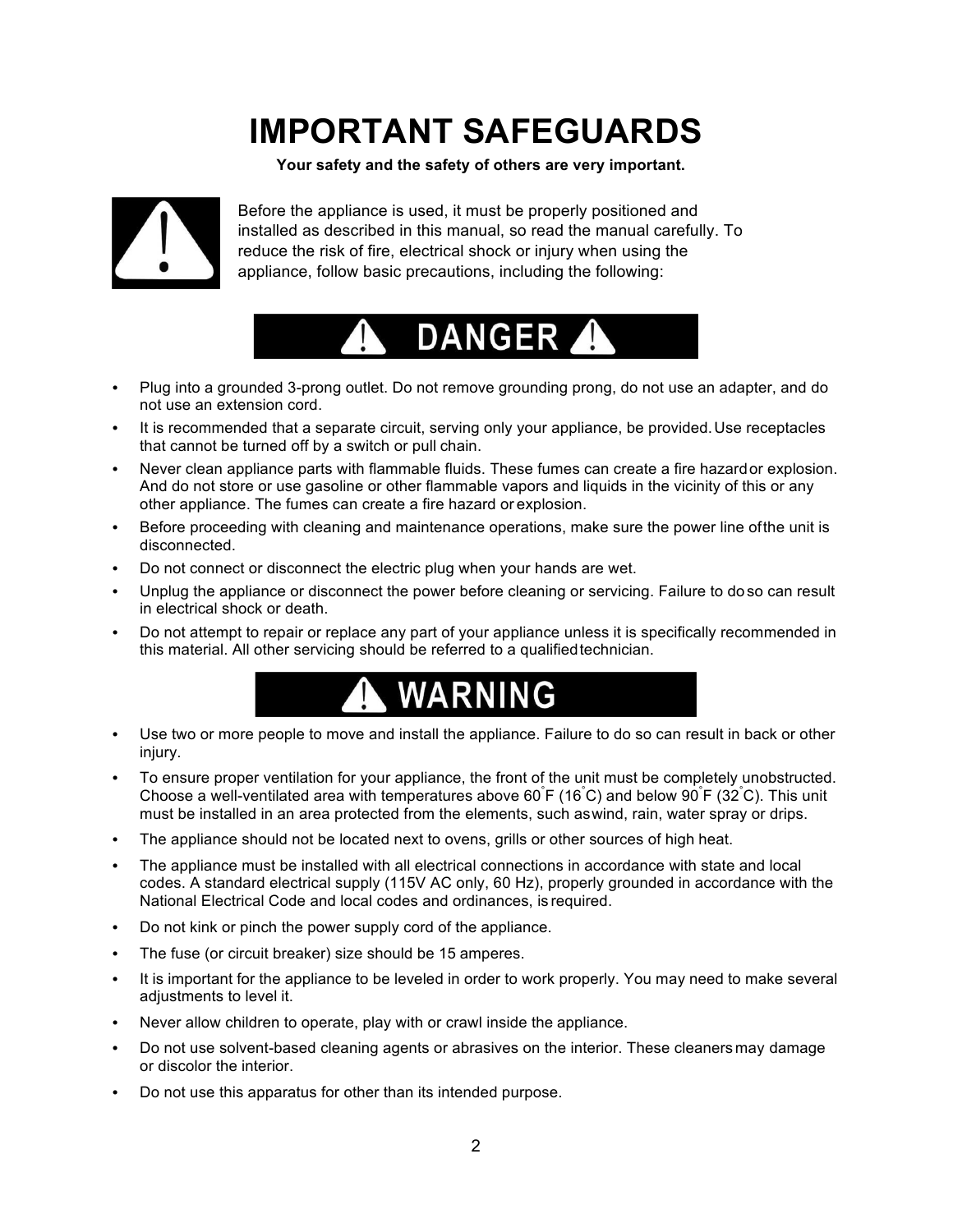# IMPORTANT SAFEGUARDS

**Your safety and the safety of others are very important.**

Before the appliance is used, it must be properly positioned and installed as described in this manual, so read the manual carefully. To reduce the risk of fire, electrical shock or injury when using the appliance, follow basic precautions, including the following:

## DANGER

- Plug into a grounded 3-prong outlet. Do not remove grounding prong, do not use an adapter, and do not use an extension cord.
- It is recommended that a separate circuit, serving only your appliance, be provided. Use receptacles that cannot be turned off by a switch or pull chain.
- Never clean appliance parts with flammable fluids. These fumes can create a fire hazard or explosion. And do not store or use gasoline or other flammable vapors and liquids in the vicinity of this or any other appliance. The fumes can create a fire hazard or explosion.
- Before proceeding with cleaning and maintenance operations, make sure the power line of the unit is disconnected.
- Do not connect or disconnect the electric plug when your hands are wet.
- Unplug the appliance or disconnect the power before cleaning or servicing. Failure to do so can result in electrical shock or death.
- Do not attempt to repair or replace any part of your appliance unless it is specifically recommended in this material. All other servicing should be referred to a qualified technician.

## WARNING

- Use two or more people to move and install the appliance. Failure to do so can result in back or other injury.
- To ensure proper ventilation for your appliance, the front of the unit must be completely unobstructed. Choose a well-ventilated area with temperatures above 60°F (16°C) and below 90°F (32°C). This unit must be installed in an area protected from the elements, such as wind, rain, water spray or drips.
- The appliance should not be located next to ovens, grills or other sources of high heat.
- The appliance must be installed with all electrical connections in accordance with state and local codes. A standard electrical supply (115V AC only, 60 Hz), properly grounded in accordance with the National Electrical Code and local codes and ordinances, is required.
- Do not kink or pinch the power supply cord of the appliance.
- The fuse (or circuit breaker) size should be 15 amperes.
- It is important for the appliance to be leveled in order to work properly. You may need to make several adjustments to level it.
- Never allow children to operate, play with or crawl inside the appliance.
- Do not use solvent-based cleaning agents or abrasives on the interior. These cleaners may damage or discolor the interior.
- Do not use this apparatus for other than its intended purpose.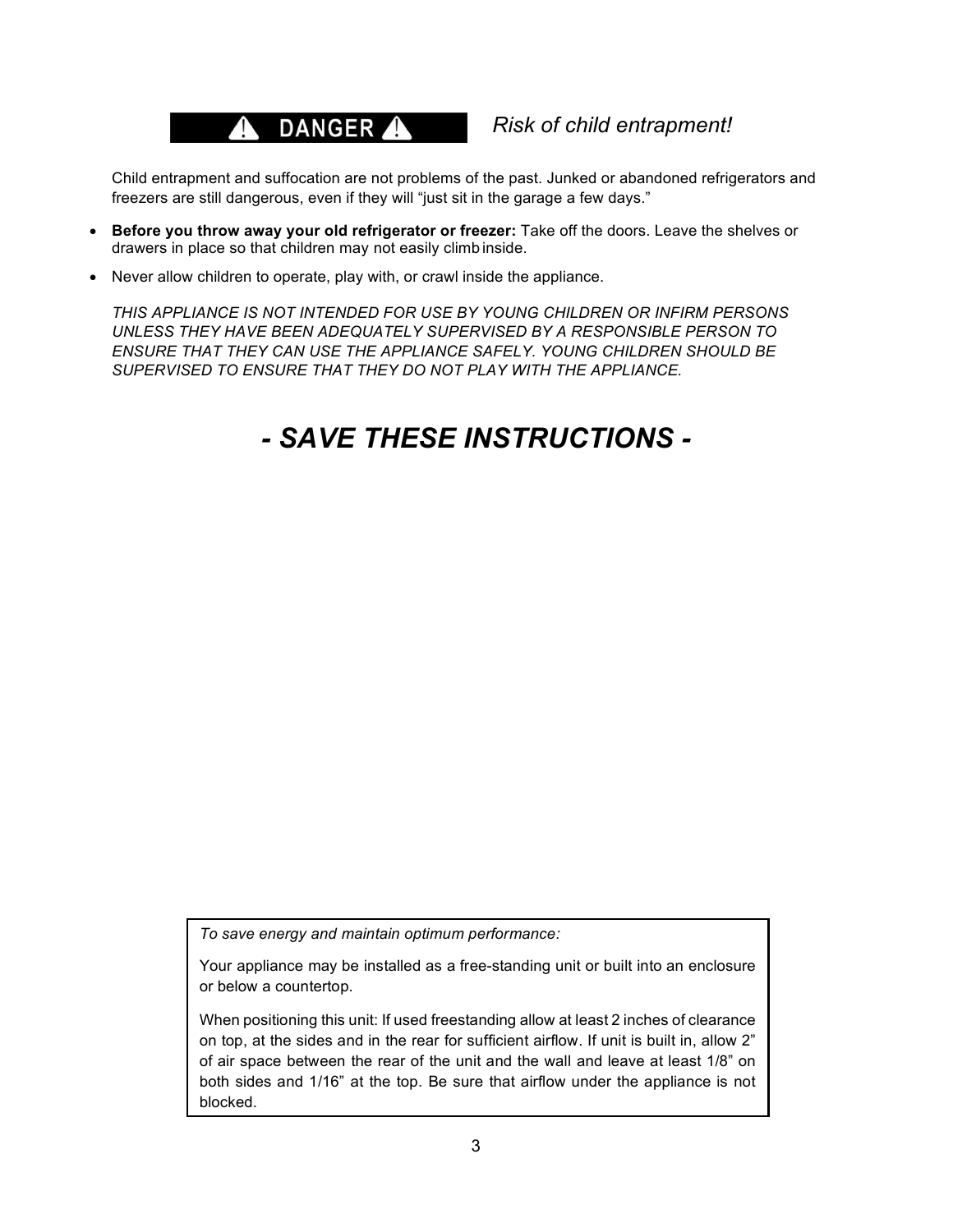**⚠ DANGER ⚠** *Risk of child entrapment!*

Child entrapment and suffocation are not problems of the past. Junked or abandoned refrigerators and freezers are still dangerous, even if they will “just sit in the garage a few days.”

- **Before you throw away your old refrigerator or freezer:** Take off the doors. Leave the shelves or drawers in place so that children may not easily climb inside.
- Never allow children to operate, play with, or crawl inside the appliance.

*THIS APPLIANCE IS NOT INTENDED FOR USE BY YOUNG CHILDREN OR INFIRM PERSONS UNLESS THEY HAVE BEEN ADEQUATELY SUPERVISED BY A RESPONSIBLE PERSON TO ENSURE THAT THEY CAN USE THE APPLIANCE SAFELY. YOUNG CHILDREN SHOULD BE SUPERVISED TO ENSURE THAT THEY DO NOT PLAY WITH THE APPLIANCE.*

# *- SAVE THESE INSTRUCTIONS -*

*To save energy and maintain optimum performance:*

Your appliance may be installed as a free-standing unit or built into an enclosure or below a countertop.

When positioning this unit: If used freestanding allow at least 2 inches of clearance on top, at the sides and in the rear for sufficient airflow. If unit is built in, allow 2” of air space between the rear of the unit and the wall and leave at least 1/8” on both sides and 1/16” at the top. Be sure that airflow under the appliance is not blocked.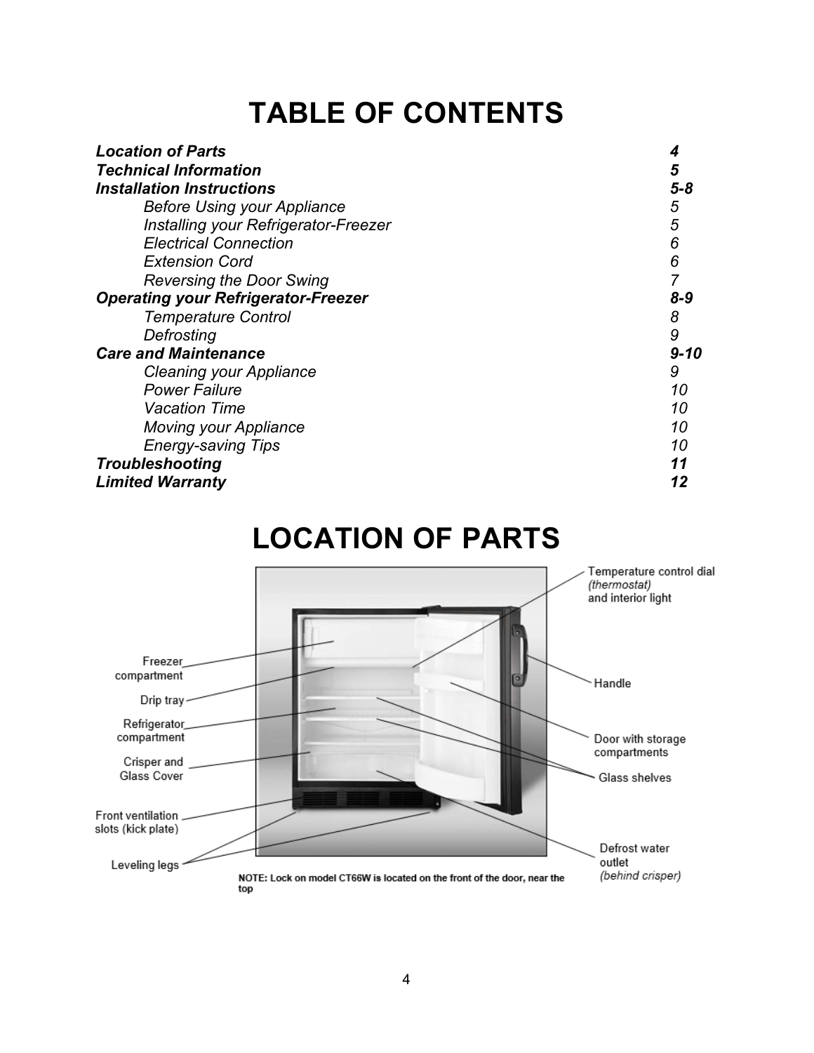# TABLE OF CONTENTS

| | |
|---|---|
| ***Location of Parts*** | ***4*** |
| ***Technical Information*** | ***5*** |
| ***Installation Instructions*** | ***5-8*** |
| *Before Using your Appliance* | *5* |
| *Installing your Refrigerator-Freezer* | *5* |
| *Electrical Connection* | *6* |
| *Extension Cord* | *6* |
| *Reversing the Door Swing* | *7* |
| ***Operating your Refrigerator-Freezer*** | ***8-9*** |
| *Temperature Control* | *8* |
| *Defrosting* | *9* |
| ***Care and Maintenance*** | ***9-10*** |
| *Cleaning your Appliance* | *9* |
| *Power Failure* | *10* |
| *Vacation Time* | *10* |
| *Moving your Appliance* | *10* |
| *Energy-saving Tips* | *10* |
| ***Troubleshooting*** | ***11*** |
| ***Limited Warranty*** | ***12*** |

# LOCATION OF PARTS

- Freezer compartment
- Drip tray
- Refrigerator compartment
- Crisper and Glass Cover
- Front ventilation slots (kick plate)
- Leveling legs
- Temperature control dial *(thermostat)* and interior light
- Handle
- Door with storage compartments
- Glass shelves
- Defrost water outlet *(behind crisper)*

**NOTE: Lock on model CT66W is located on the front of the door, near the top**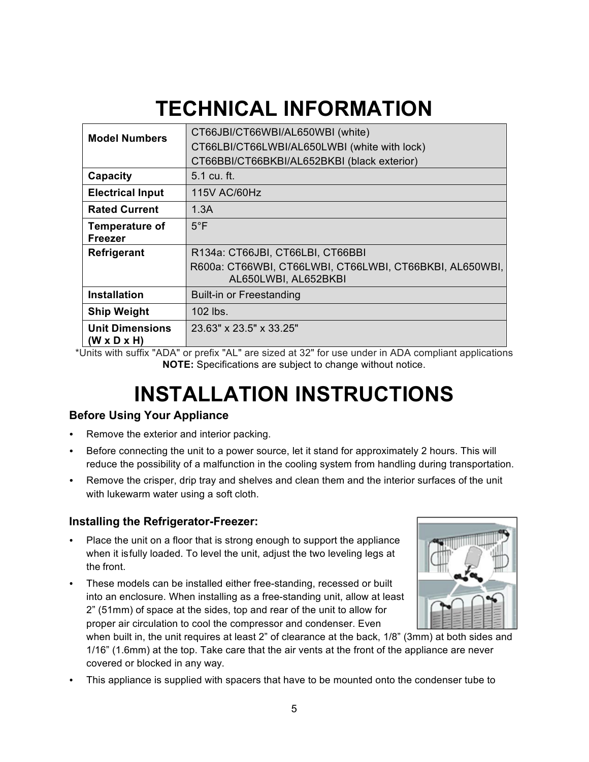# TECHNICAL INFORMATION

| | |
|---|---|
| **Model Numbers** | CT66JBI/CT66WBI/AL650WBI (white)<br>CT66LBI/CT66LWBI/AL650LWBI (white with lock)<br>CT66BBI/CT66BKBI/AL652BKBI (black exterior) |
| **Capacity** | 5.1 cu. ft. |
| **Electrical Input** | 115V AC/60Hz |
| **Rated Current** | 1.3A |
| **Temperature of Freezer** | 5°F |
| **Refrigerant** | R134a: CT66JBI, CT66LBI, CT66BBI<br>R600a: CT66WBI, CT66LWBI, CT66LWBI, CT66BKBI, AL650WBI, AL650LWBI, AL652BKBI |
| **Installation** | Built-in or Freestanding |
| **Ship Weight** | 102 lbs. |
| **Unit Dimensions (W x D x H)** | 23.63" x 23.5" x 33.25" |

*Units with suffix "ADA" or prefix "AL" are sized at 32" for use under in ADA compliant applications

**NOTE:** Specifications are subject to change without notice.

# INSTALLATION INSTRUCTIONS

### Before Using Your Appliance

- Remove the exterior and interior packing.
- Before connecting the unit to a power source, let it stand for approximately 2 hours. This will reduce the possibility of a malfunction in the cooling system from handling during transportation.
- Remove the crisper, drip tray and shelves and clean them and the interior surfaces of the unit with lukewarm water using a soft cloth.

### Installing the Refrigerator-Freezer:

- Place the unit on a floor that is strong enough to support the appliance when it is fully loaded. To level the unit, adjust the two leveling legs at the front.
- These models can be installed either free-standing, recessed or built into an enclosure. When installing as a free-standing unit, allow at least 2" (51mm) of space at the sides, top and rear of the unit to allow for proper air circulation to cool the compressor and condenser. Even when built in, the unit requires at least 2" of clearance at the back, 1/8" (3mm) at both sides and 1/16" (1.6mm) at the top. Take care that the air vents at the front of the appliance are never covered or blocked in any way.
- This appliance is supplied with spacers that have to be mounted onto the condenser tube to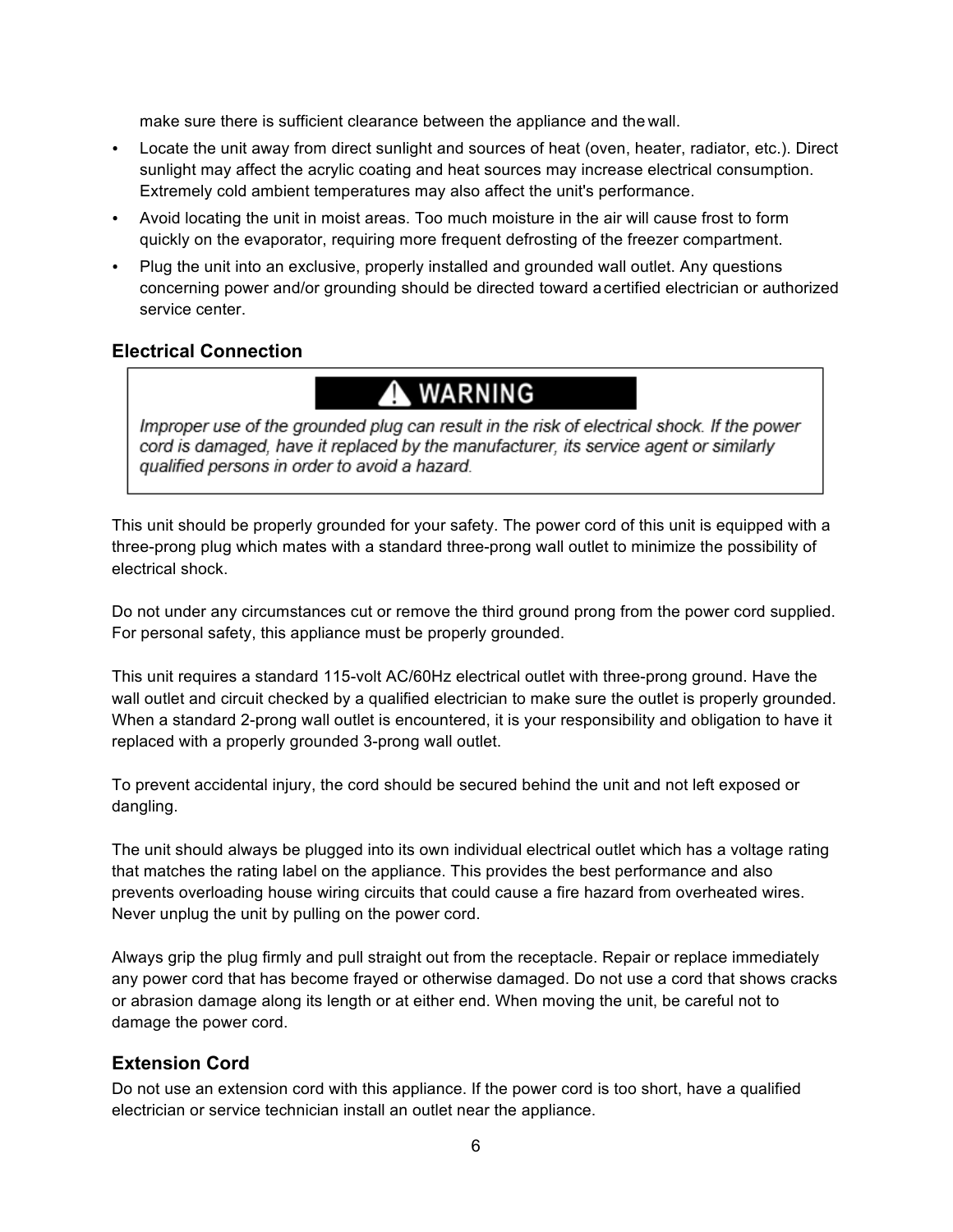make sure there is sufficient clearance between the appliance and the wall.

- Locate the unit away from direct sunlight and sources of heat (oven, heater, radiator, etc.). Direct sunlight may affect the acrylic coating and heat sources may increase electrical consumption. Extremely cold ambient temperatures may also affect the unit's performance.
- Avoid locating the unit in moist areas. Too much moisture in the air will cause frost to form quickly on the evaporator, requiring more frequent defrosting of the freezer compartment.
- Plug the unit into an exclusive, properly installed and grounded wall outlet. Any questions concerning power and/or grounding should be directed toward a certified electrician or authorized service center.

## Electrical Connection

> **⚠ WARNING**
>
> *Improper use of the grounded plug can result in the risk of electrical shock. If the power cord is damaged, have it replaced by the manufacturer, its service agent or similarly qualified persons in order to avoid a hazard.*

This unit should be properly grounded for your safety. The power cord of this unit is equipped with a three-prong plug which mates with a standard three-prong wall outlet to minimize the possibility of electrical shock.

Do not under any circumstances cut or remove the third ground prong from the power cord supplied. For personal safety, this appliance must be properly grounded.

This unit requires a standard 115-volt AC/60Hz electrical outlet with three-prong ground. Have the wall outlet and circuit checked by a qualified electrician to make sure the outlet is properly grounded. When a standard 2-prong wall outlet is encountered, it is your responsibility and obligation to have it replaced with a properly grounded 3-prong wall outlet.

To prevent accidental injury, the cord should be secured behind the unit and not left exposed or dangling.

The unit should always be plugged into its own individual electrical outlet which has a voltage rating that matches the rating label on the appliance. This provides the best performance and also prevents overloading house wiring circuits that could cause a fire hazard from overheated wires. Never unplug the unit by pulling on the power cord.

Always grip the plug firmly and pull straight out from the receptacle. Repair or replace immediately any power cord that has become frayed or otherwise damaged. Do not use a cord that shows cracks or abrasion damage along its length or at either end. When moving the unit, be careful not to damage the power cord.

## Extension Cord

Do not use an extension cord with this appliance. If the power cord is too short, have a qualified electrician or service technician install an outlet near the appliance.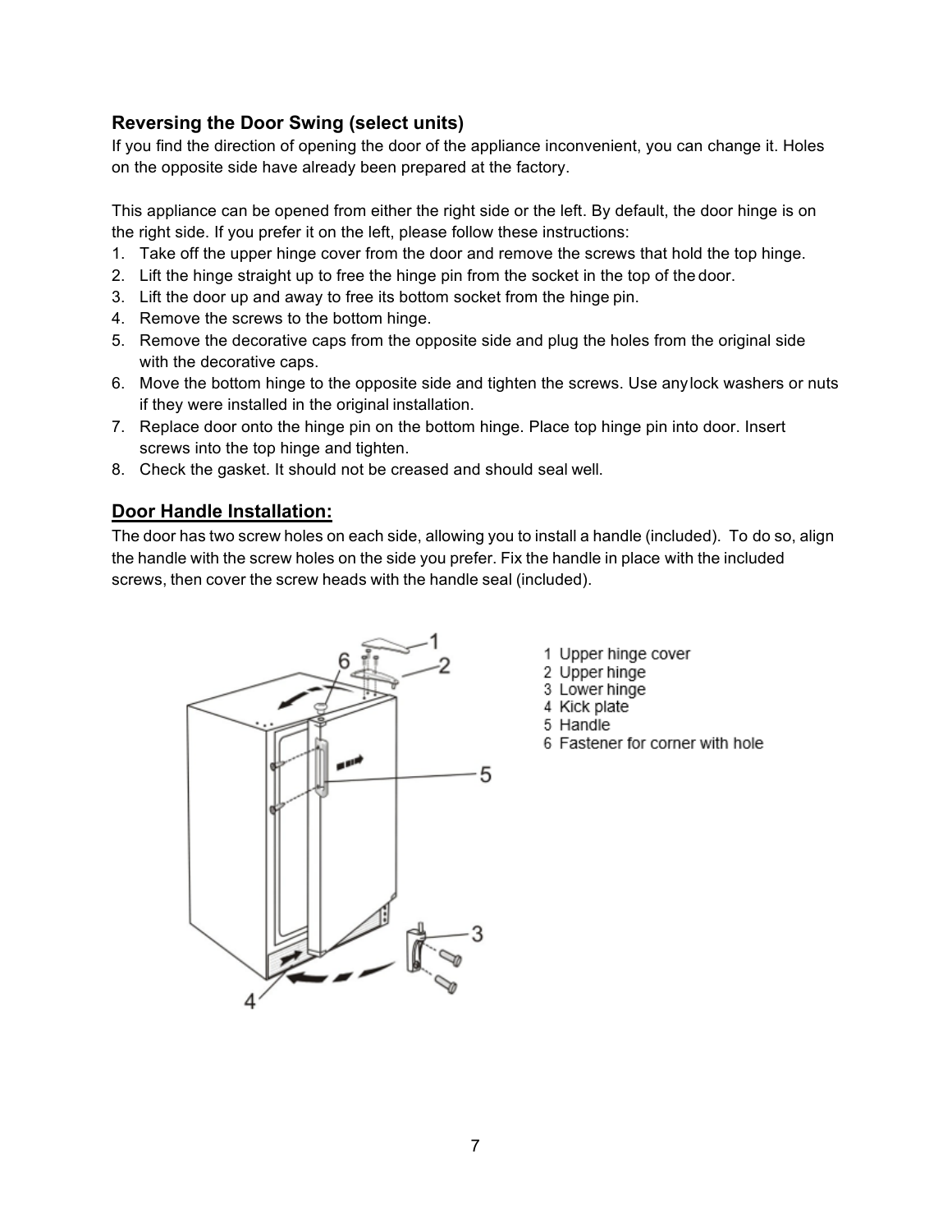## Reversing the Door Swing (select units)

If you find the direction of opening the door of the appliance inconvenient, you can change it. Holes on the opposite side have already been prepared at the factory.

This appliance can be opened from either the right side or the left. By default, the door hinge is on the right side. If you prefer it on the left, please follow these instructions:

1. Take off the upper hinge cover from the door and remove the screws that hold the top hinge.
2. Lift the hinge straight up to free the hinge pin from the socket in the top of the door.
3. Lift the door up and away to free its bottom socket from the hinge pin.
4. Remove the screws to the bottom hinge.
5. Remove the decorative caps from the opposite side and plug the holes from the original side with the decorative caps.
6. Move the bottom hinge to the opposite side and tighten the screws. Use any lock washers or nuts if they were installed in the original installation.
7. Replace door onto the hinge pin on the bottom hinge. Place top hinge pin into door. Insert screws into the top hinge and tighten.
8. Check the gasket. It should not be creased and should seal well.

## Door Handle Installation:

The door has two screw holes on each side, allowing you to install a handle (included). To do so, align the handle with the screw holes on the side you prefer. Fix the handle in place with the included screws, then cover the screw heads with the handle seal (included).

1 Upper hinge cover
2 Upper hinge
3 Lower hinge
4 Kick plate
5 Handle
6 Fastener for corner with hole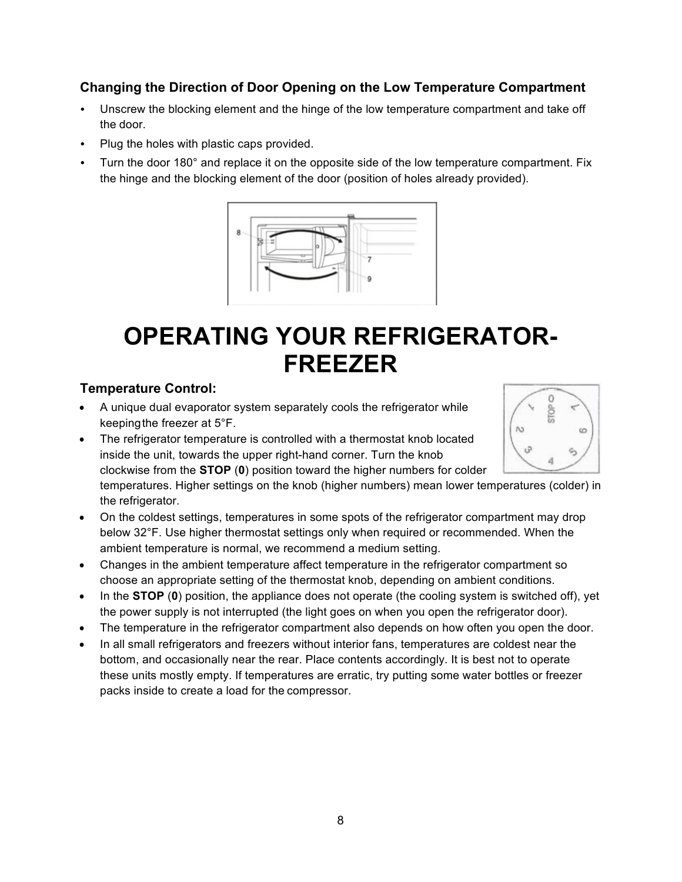### Changing the Direction of Door Opening on the Low Temperature Compartment

- Unscrew the blocking element and the hinge of the low temperature compartment and take off the door.
- Plug the holes with plastic caps provided.
- Turn the door 180° and replace it on the opposite side of the low temperature compartment. Fix the hinge and the blocking element of the door (position of holes already provided).

# OPERATING YOUR REFRIGERATOR-FREEZER

### Temperature Control:

- A unique dual evaporator system separately cools the refrigerator while keeping the freezer at 5°F.
- The refrigerator temperature is controlled with a thermostat knob located inside the unit, towards the upper right-hand corner. Turn the knob clockwise from the **STOP** (**0**) position toward the higher numbers for colder temperatures. Higher settings on the knob (higher numbers) mean lower temperatures (colder) in the refrigerator.
- On the coldest settings, temperatures in some spots of the refrigerator compartment may drop below 32°F. Use higher thermostat settings only when required or recommended. When the ambient temperature is normal, we recommend a medium setting.
- Changes in the ambient temperature affect temperature in the refrigerator compartment so choose an appropriate setting of the thermostat knob, depending on ambient conditions.
- In the **STOP** (**0**) position, the appliance does not operate (the cooling system is switched off), yet the power supply is not interrupted (the light goes on when you open the refrigerator door).
- The temperature in the refrigerator compartment also depends on how often you open the door.
- In all small refrigerators and freezers without interior fans, temperatures are coldest near the bottom, and occasionally near the rear. Place contents accordingly. It is best not to operate these units mostly empty. If temperatures are erratic, try putting some water bottles or freezer packs inside to create a load for the compressor.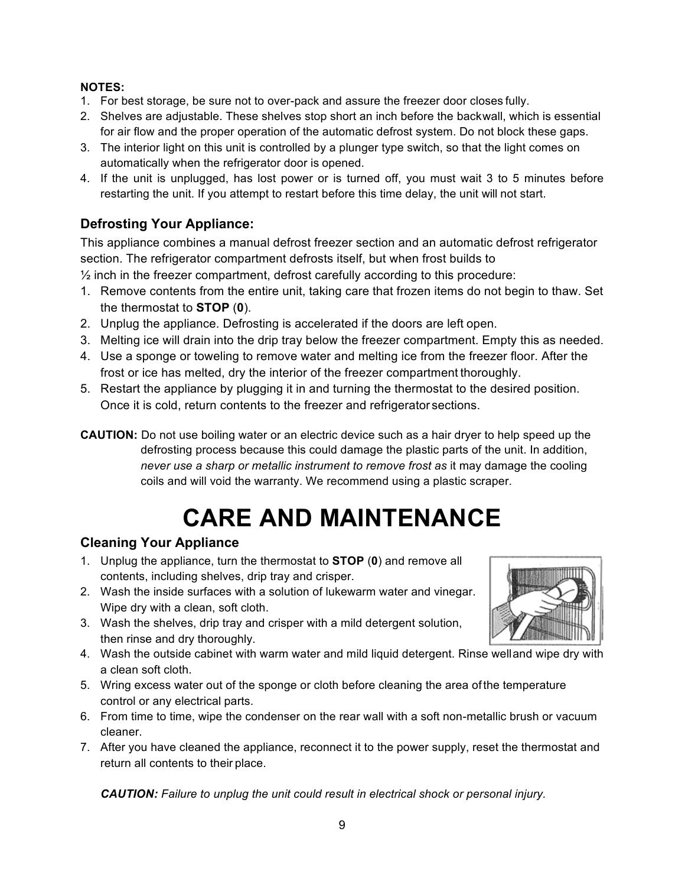**NOTES:**

1. For best storage, be sure not to over-pack and assure the freezer door closes fully.
2. Shelves are adjustable. These shelves stop short an inch before the backwall, which is essential for air flow and the proper operation of the automatic defrost system. Do not block these gaps.
3. The interior light on this unit is controlled by a plunger type switch, so that the light comes on automatically when the refrigerator door is opened.
4. If the unit is unplugged, has lost power or is turned off, you must wait 3 to 5 minutes before restarting the unit. If you attempt to restart before this time delay, the unit will not start.

### Defrosting Your Appliance:

This appliance combines a manual defrost freezer section and an automatic defrost refrigerator section. The refrigerator compartment defrosts itself, but when frost builds to ½ inch in the freezer compartment, defrost carefully according to this procedure:

1. Remove contents from the entire unit, taking care that frozen items do not begin to thaw. Set the thermostat to **STOP** (**0**).
2. Unplug the appliance. Defrosting is accelerated if the doors are left open.
3. Melting ice will drain into the drip tray below the freezer compartment. Empty this as needed.
4. Use a sponge or toweling to remove water and melting ice from the freezer floor. After the frost or ice has melted, dry the interior of the freezer compartment thoroughly.
5. Restart the appliance by plugging it in and turning the thermostat to the desired position. Once it is cold, return contents to the freezer and refrigerator sections.

**CAUTION:** Do not use boiling water or an electric device such as a hair dryer to help speed up the defrosting process because this could damage the plastic parts of the unit. In addition, *never use a sharp or metallic instrument to remove frost as* it may damage the cooling coils and will void the warranty. We recommend using a plastic scraper.

# CARE AND MAINTENANCE

### Cleaning Your Appliance

1. Unplug the appliance, turn the thermostat to **STOP** (**0**) and remove all contents, including shelves, drip tray and crisper.
2. Wash the inside surfaces with a solution of lukewarm water and vinegar. Wipe dry with a clean, soft cloth.
3. Wash the shelves, drip tray and crisper with a mild detergent solution, then rinse and dry thoroughly.
4. Wash the outside cabinet with warm water and mild liquid detergent. Rinse well and wipe dry with a clean soft cloth.
5. Wring excess water out of the sponge or cloth before cleaning the area of the temperature control or any electrical parts.
6. From time to time, wipe the condenser on the rear wall with a soft non-metallic brush or vacuum cleaner.
7. After you have cleaned the appliance, reconnect it to the power supply, reset the thermostat and return all contents to their place.

***CAUTION:*** *Failure to unplug the unit could result in electrical shock or personal injury.*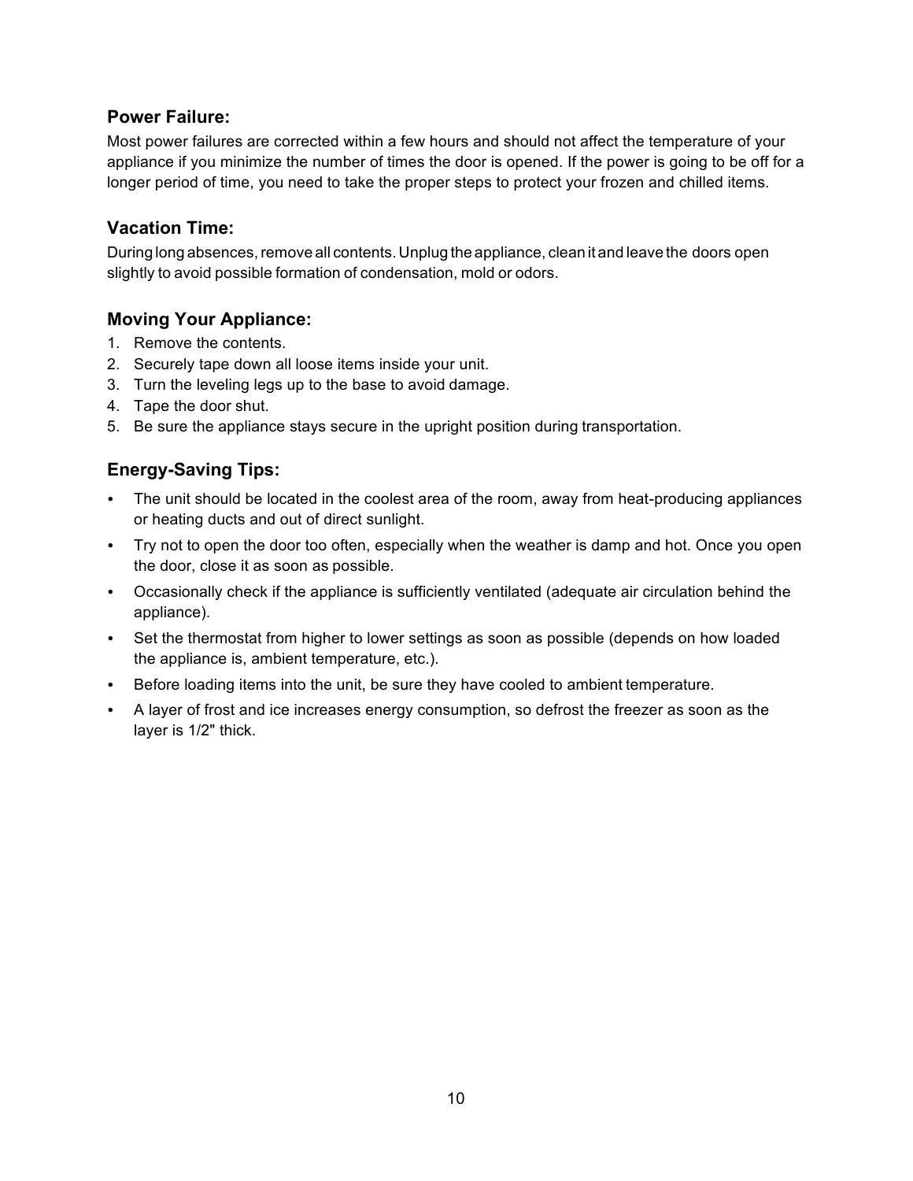### Power Failure:

Most power failures are corrected within a few hours and should not affect the temperature of your appliance if you minimize the number of times the door is opened. If the power is going to be off for a longer period of time, you need to take the proper steps to protect your frozen and chilled items.

### Vacation Time:

During long absences, remove all contents. Unplug the appliance, clean it and leave the doors open slightly to avoid possible formation of condensation, mold or odors.

### Moving Your Appliance:

1. Remove the contents.
2. Securely tape down all loose items inside your unit.
3. Turn the leveling legs up to the base to avoid damage.
4. Tape the door shut.
5. Be sure the appliance stays secure in the upright position during transportation.

### Energy-Saving Tips:

- The unit should be located in the coolest area of the room, away from heat-producing appliances or heating ducts and out of direct sunlight.
- Try not to open the door too often, especially when the weather is damp and hot. Once you open the door, close it as soon as possible.
- Occasionally check if the appliance is sufficiently ventilated (adequate air circulation behind the appliance).
- Set the thermostat from higher to lower settings as soon as possible (depends on how loaded the appliance is, ambient temperature, etc.).
- Before loading items into the unit, be sure they have cooled to ambient temperature.
- A layer of frost and ice increases energy consumption, so defrost the freezer as soon as the layer is 1/2" thick.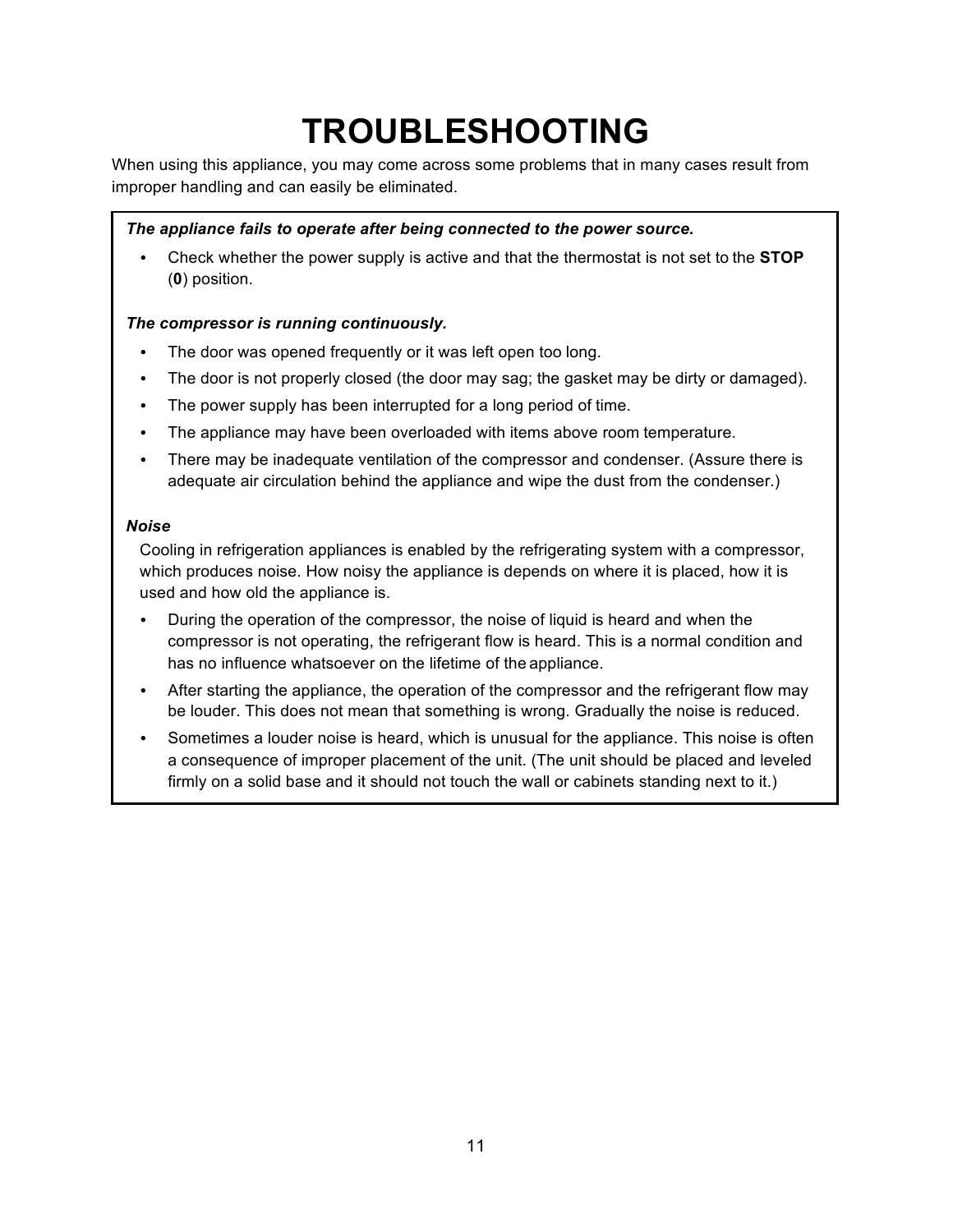# TROUBLESHOOTING

When using this appliance, you may come across some problems that in many cases result from improper handling and can easily be eliminated.

***The appliance fails to operate after being connected to the power source.***

- Check whether the power supply is active and that the thermostat is not set to the **STOP** (**0**) position.

***The compressor is running continuously.***

- The door was opened frequently or it was left open too long.
- The door is not properly closed (the door may sag; the gasket may be dirty or damaged).
- The power supply has been interrupted for a long period of time.
- The appliance may have been overloaded with items above room temperature.
- There may be inadequate ventilation of the compressor and condenser. (Assure there is adequate air circulation behind the appliance and wipe the dust from the condenser.)

***Noise***

Cooling in refrigeration appliances is enabled by the refrigerating system with a compressor, which produces noise. How noisy the appliance is depends on where it is placed, how it is used and how old the appliance is.

- During the operation of the compressor, the noise of liquid is heard and when the compressor is not operating, the refrigerant flow is heard. This is a normal condition and has no influence whatsoever on the lifetime of the appliance.
- After starting the appliance, the operation of the compressor and the refrigerant flow may be louder. This does not mean that something is wrong. Gradually the noise is reduced.
- Sometimes a louder noise is heard, which is unusual for the appliance. This noise is often a consequence of improper placement of the unit. (The unit should be placed and leveled firmly on a solid base and it should not touch the wall or cabinets standing next to it.)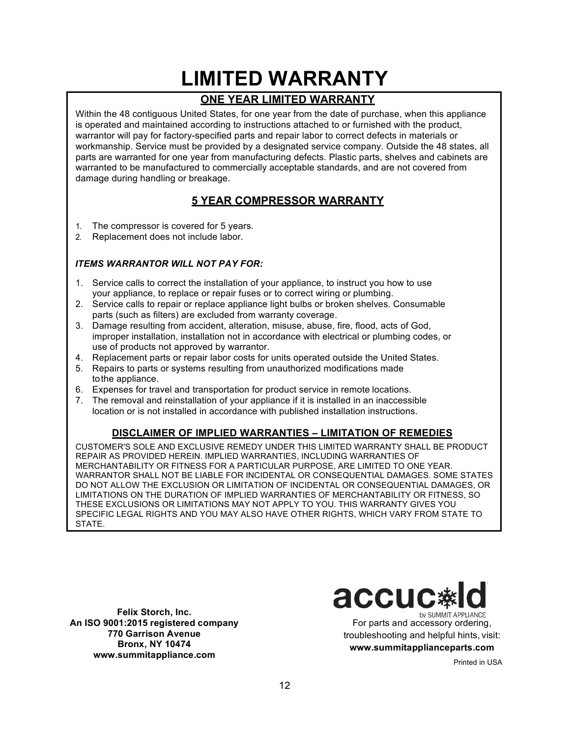# LIMITED WARRANTY

## ONE YEAR LIMITED WARRANTY

Within the 48 contiguous United States, for one year from the date of purchase, when this appliance is operated and maintained according to instructions attached to or furnished with the product, warrantor will pay for factory-specified parts and repair labor to correct defects in materials or workmanship. Service must be provided by a designated service company. Outside the 48 states, all parts are warranted for one year from manufacturing defects. Plastic parts, shelves and cabinets are warranted to be manufactured to commercially acceptable standards, and are not covered from damage during handling or breakage.

## 5 YEAR COMPRESSOR WARRANTY

1. The compressor is covered for 5 years.
2. Replacement does not include labor.

***ITEMS WARRANTOR WILL NOT PAY FOR:***

1. Service calls to correct the installation of your appliance, to instruct you how to use your appliance, to replace or repair fuses or to correct wiring or plumbing.
2. Service calls to repair or replace appliance light bulbs or broken shelves. Consumable parts (such as filters) are excluded from warranty coverage.
3. Damage resulting from accident, alteration, misuse, abuse, fire, flood, acts of God, improper installation, installation not in accordance with electrical or plumbing codes, or use of products not approved by warrantor.
4. Replacement parts or repair labor costs for units operated outside the United States.
5. Repairs to parts or systems resulting from unauthorized modifications made to the appliance.
6. Expenses for travel and transportation for product service in remote locations.
7. The removal and reinstallation of your appliance if it is installed in an inaccessible location or is not installed in accordance with published installation instructions.

## DISCLAIMER OF IMPLIED WARRANTIES – LIMITATION OF REMEDIES

CUSTOMER'S SOLE AND EXCLUSIVE REMEDY UNDER THIS LIMITED WARRANTY SHALL BE PRODUCT REPAIR AS PROVIDED HEREIN. IMPLIED WARRANTIES, INCLUDING WARRANTIES OF MERCHANTABILITY OR FITNESS FOR A PARTICULAR PURPOSE, ARE LIMITED TO ONE YEAR. WARRANTOR SHALL NOT BE LIABLE FOR INCIDENTAL OR CONSEQUENTIAL DAMAGES. SOME STATES DO NOT ALLOW THE EXCLUSION OR LIMITATION OF INCIDENTAL OR CONSEQUENTIAL DAMAGES, OR LIMITATIONS ON THE DURATION OF IMPLIED WARRANTIES OF MERCHANTABILITY OR FITNESS, SO THESE EXCLUSIONS OR LIMITATIONS MAY NOT APPLY TO YOU. THIS WARRANTY GIVES YOU SPECIFIC LEGAL RIGHTS AND YOU MAY ALSO HAVE OTHER RIGHTS, WHICH VARY FROM STATE TO STATE.

**Felix Storch, Inc.**
**An ISO 9001:2015 registered company**
**770 Garrison Avenue**
**Bronx, NY 10474**
**www.summitappliance.com**

accucold by SUMMIT APPLIANCE

For parts and accessory ordering, troubleshooting and helpful hints, visit:
**www.summitapplianceparts.com**

Printed in USA